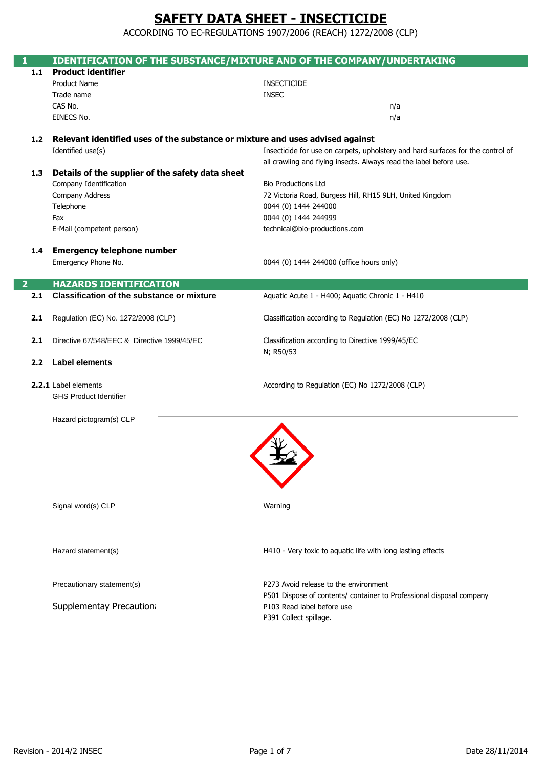# SAFETY DATA SHEET - INSECTICIDE

ACCORDING TO EC-REGULATIONS 1907/2006 (REACH) 1272/2008 (CLP)

## 1 IDENTIFICATION OF THE SUBSTANCE/MIXTURE AND OF THE COMPANY/UNDERTAKING

### 1.1 Product identifier

| | |
|---|---|
| Product Name | INSECTICIDE |
| Trade name | INSEC |
| CAS No. | n/a |
| EINECS No. | n/a |

### 1.2 Relevant identified uses of the substance or mixture and uses advised against

| | |
|---|---|
| Identified use(s) | Insecticide for use on carpets, upholstery and hard surfaces for the control of all crawling and flying insects. Always read the label before use. |

### 1.3 Details of the supplier of the safety data sheet

| | |
|---|---|
| Company Identification | Bio Productions Ltd |
| Company Address | 72 Victoria Road, Burgess Hill, RH15 9LH, United Kingdom |
| Telephone | 0044 (0) 1444 244000 |
| Fax | 0044 (0) 1444 244999 |
| E-Mail (competent person) | technical@bio-productions.com |

### 1.4 Emergency telephone number

| | |
|---|---|
| Emergency Phone No. | 0044 (0) 1444 244000 (office hours only) |

## 2 HAZARDS IDENTIFICATION

| | | |
|---|---|---|
| **2.1** | **Classification of the substance or mixture** | Aquatic Acute 1 - H400; Aquatic Chronic 1 - H410 |
| **2.1** | Regulation (EC) No. 1272/2008 (CLP) | Classification according to Regulation (EC) No 1272/2008 (CLP) |
| **2.1** | Directive 67/548/EEC & Directive 1999/45/EC | Classification according to Directive 1999/45/EC<br>N; R50/53 |

### 2.2 Label elements

| | |
|---|---|
| **2.2.1** Label elements<br>GHS Product Identifier | According to Regulation (EC) No 1272/2008 (CLP) |
| Hazard pictogram(s) CLP | |
| Signal word(s) CLP | Warning |
| Hazard statement(s) | H410 - Very toxic to aquatic life with long lasting effects |
| Precautionary statement(s) | P273 Avoid release to the environment<br>P501 Dispose of contents/ container to Professional disposal company |
| Supplementay Precautiona | P103 Read label before use<br>P391 Collect spillage. |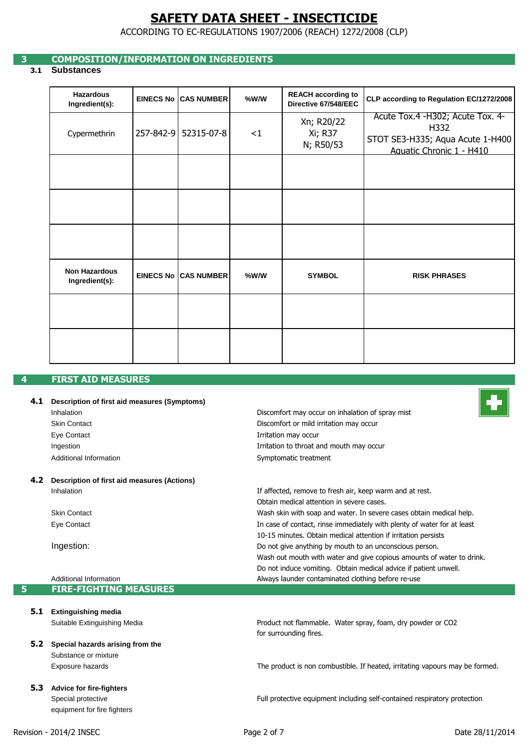# SAFETY DATA SHEET - INSECTICIDE

ACCORDING TO EC-REGULATIONS 1907/2006 (REACH) 1272/2008 (CLP)

## 3 COMPOSITION/INFORMATION ON INGREDIENTS

### 3.1 Substances

| Hazardous Ingredient(s): | EINECS No | CAS NUMBER | %W/W | REACH according to Directive 67/548/EEC | CLP according to Regulation EC/1272/2008 |
|---|---|---|---|---|---|
| Cypermethrin | 257-842-9 | 52315-07-8 | <1 | Xn; R20/22 Xi; R37 N; R50/53 | Acute Tox.4 -H302; Acute Tox. 4-H332 STOT SE3-H335; Aqua Acute 1-H400 Aquatic Chronic 1 - H410 |
| | | | | | |
| | | | | | |
| | | | | | |
| **Non Hazardous Ingredient(s):** | **EINECS No** | **CAS NUMBER** | **%W/W** | **SYMBOL** | **RISK PHRASES** |
| | | | | | |
| | | | | | |

## 4 FIRST AID MEASURES

### 4.1 Description of first aid measures (Symptoms)

Inhalation: Discomfort may occur on inhalation of spray mist

Skin Contact: Discomfort or mild irritation may occur

Eye Contact: Irritation may occur

Ingestion: Irritation to throat and mouth may occur

Additional Information: Symptomatic treatment

### 4.2 Description of first aid measures (Actions)

Inhalation: If affected, remove to fresh air, keep warm and at rest. Obtain medical attention in severe cases.

Skin Contact: Wash skin with soap and water. In severe cases obtain medical help.

Eye Contact: In case of contact, rinse immediately with plenty of water for at least 10-15 minutes. Obtain medical attention if irritation persists

Ingestion: Do not give anything by mouth to an unconscious person. Wash out mouth with water and give copious amounts of water to drink. Do not induce vomiting. Obtain medical advice if patient unwell.

Additional Information: Always launder contaminated clothing before re-use

## 5 FIRE-FIGHTING MEASURES

### 5.1 Extinguishing media

Suitable Extinguishing Media: Product not flammable. Water spray, foam, dry powder or $CO_2$ for surrounding fires.

### 5.2 Special hazards arising from the Substance or mixture

Exposure hazards: The product is non combustible. If heated, irritating vapours may be formed.

### 5.3 Advice for fire-fighters

Special protective equipment for fire fighters: Full protective equipment including self-contained respiratory protection

Revision - 2014/2 INSEC — Date 28/11/2014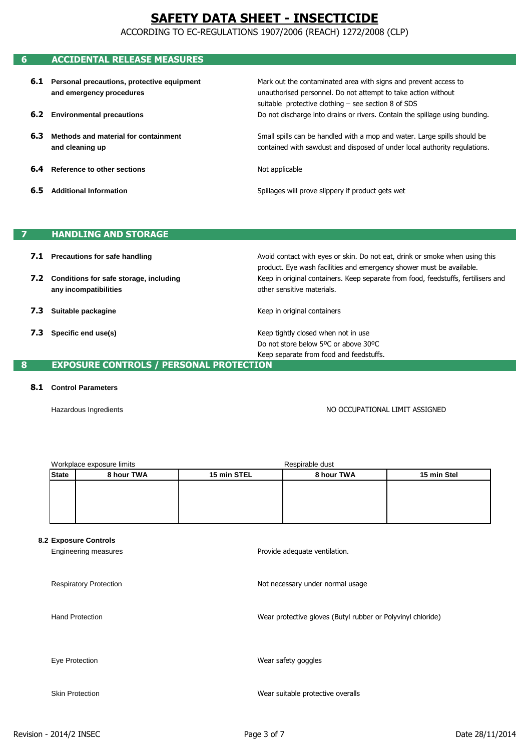# SAFETY DATA SHEET - INSECTICIDE

ACCORDING TO EC-REGULATIONS 1907/2006 (REACH) 1272/2008 (CLP)

## 6 ACCIDENTAL RELEASE MEASURES

**6.1 Personal precautions, protective equipment and emergency procedures**

Mark out the contaminated area with signs and prevent access to unauthorised personnel. Do not attempt to take action without suitable protective clothing – see section 8 of SDS

**6.2 Environmental precautions**

Do not discharge into drains or rivers. Contain the spillage using bunding.

**6.3 Methods and material for containment and cleaning up**

Small spills can be handled with a mop and water. Large spills should be contained with sawdust and disposed of under local authority regulations.

**6.4 Reference to other sections**

Not applicable

**6.5 Additional Information**

Spillages will prove slippery if product gets wet

## 7 HANDLING AND STORAGE

**7.1 Precautions for safe handling**

Avoid contact with eyes or skin. Do not eat, drink or smoke when using this product. Eye wash facilities and emergency shower must be available.

**7.2 Conditions for safe storage, including any incompatibilities**

Keep in original containers. Keep separate from food, feedstuffs, fertilisers and other sensitive materials.

**7.3 Suitable packagine**

Keep in original containers

**7.3 Specific end use(s)**

Keep tightly closed when not in use
Do not store below 5ºC or above 30ºC
Keep separate from food and feedstuffs.

## 8 EXPOSURE CONTROLS / PERSONAL PROTECTION

**8.1 Control Parameters**

Hazardous Ingredients — NO OCCUPATIONAL LIMIT ASSIGNED

| | Workplace exposure limits | | Respirable dust | |
|---|---|---|---|---|
| **State** | **8 hour TWA** | **15 min STEL** | **8 hour TWA** | **15 min Stel** |
| | | | | |

**8.2 Exposure Controls**

Engineering measures — Provide adequate ventilation.

Respiratory Protection — Not necessary under normal usage

Hand Protection — Wear protective gloves (Butyl rubber or Polyvinyl chloride)

Eye Protection — Wear safety goggles

Skin Protection — Wear suitable protective overalls

Revision - 2014/2 INSEC

Date 28/11/2014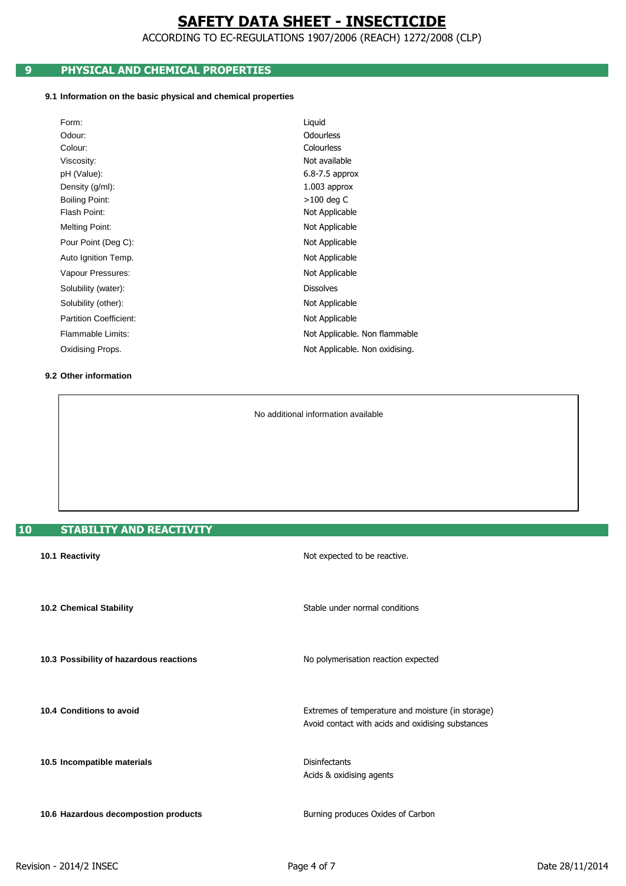# SAFETY DATA SHEET - INSECTICIDE

ACCORDING TO EC-REGULATIONS 1907/2006 (REACH) 1272/2008 (CLP)

## 9 PHYSICAL AND CHEMICAL PROPERTIES

### 9.1 Information on the basic physical and chemical properties

| Property | Value |
|---|---|
| Form: | Liquid |
| Odour: | Odourless |
| Colour: | Colourless |
| Viscosity: | Not available |
| pH (Value): | 6.8-7.5 approx |
| Density (g/ml): | 1.003 approx |
| Boiling Point: | >100 deg C |
| Flash Point: | Not Applicable |
| Melting Point: | Not Applicable |
| Pour Point (Deg C): | Not Applicable |
| Auto Ignition Temp. | Not Applicable |
| Vapour Pressures: | Not Applicable |
| Solubility (water): | Dissolves |
| Solubility (other): | Not Applicable |
| Partition Coefficient: | Not Applicable |
| Flammable Limits: | Not Applicable. Non flammable |
| Oxidising Props. | Not Applicable. Non oxidising. |

### 9.2 Other information

No additional information available

## 10 STABILITY AND REACTIVITY

**10.1 Reactivity**

Not expected to be reactive.

**10.2 Chemical Stability**

Stable under normal conditions

**10.3 Possibility of hazardous reactions**

No polymerisation reaction expected

**10.4 Conditions to avoid**

Extremes of temperature and moisture (in storage)
Avoid contact with acids and oxidising substances

**10.5 Incompatible materials**

Disinfectants
Acids & oxidising agents

**10.6 Hazardous decompostion products**

Burning produces Oxides of Carbon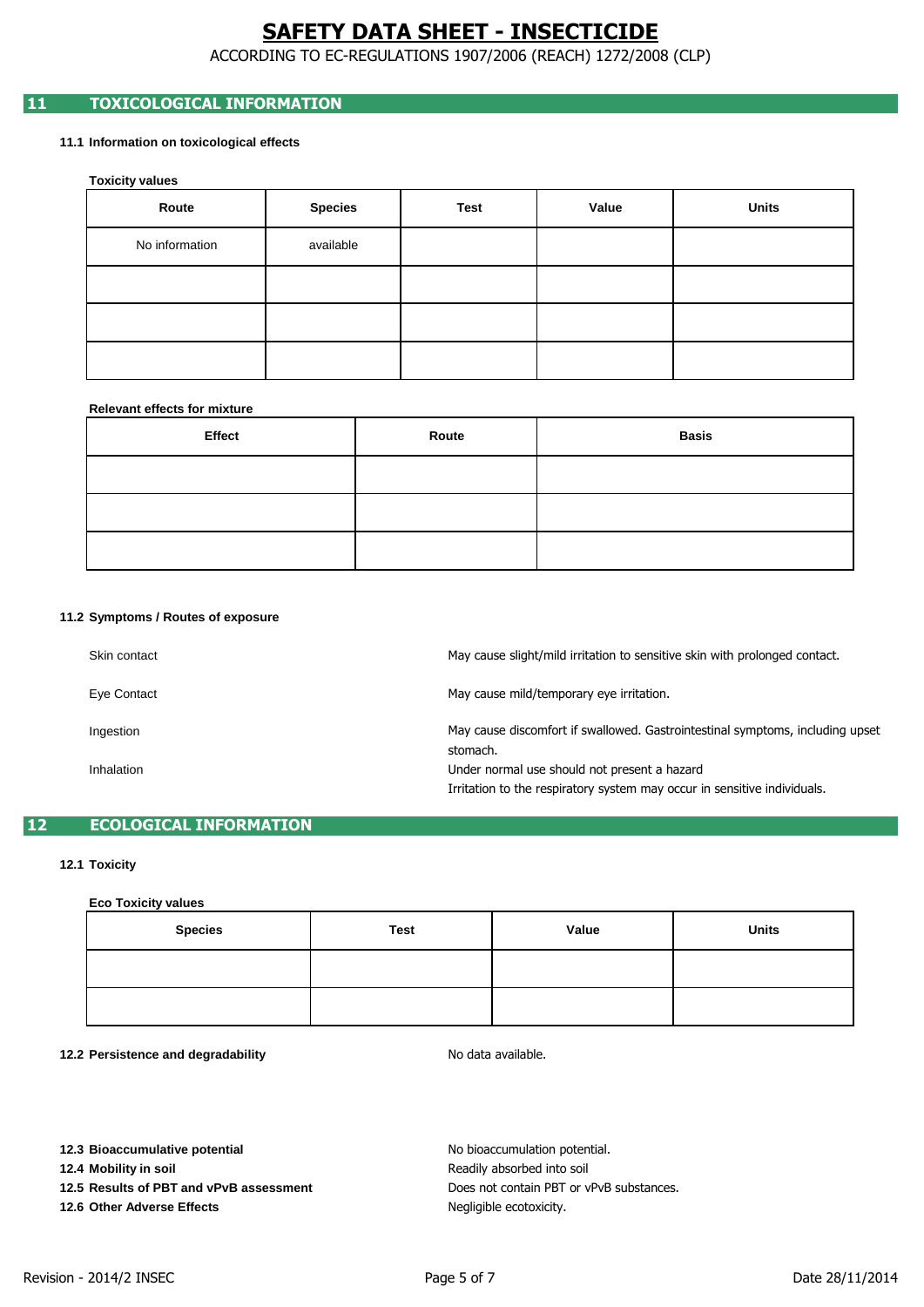# SAFETY DATA SHEET - INSECTICIDE

ACCORDING TO EC-REGULATIONS 1907/2006 (REACH) 1272/2008 (CLP)

## 11 TOXICOLOGICAL INFORMATION

### 11.1 Information on toxicological effects

**Toxicity values**

| Route | Species | Test | Value | Units |
|---|---|---|---|---|
| No information | available | | | |
| | | | | |
| | | | | |
| | | | | |

**Relevant effects for mixture**

| Effect | Route | Basis |
|---|---|---|
| | | |
| | | |
| | | |

### 11.2 Symptoms / Routes of exposure

Skin contact — May cause slight/mild irritation to sensitive skin with prolonged contact.

Eye Contact — May cause mild/temporary eye irritation.

Ingestion — May cause discomfort if swallowed. Gastrointestinal symptoms, including upset stomach.

Inhalation — Under normal use should not present a hazard
Irritation to the respiratory system may occur in sensitive individuals.

## 12 ECOLOGICAL INFORMATION

### 12.1 Toxicity

**Eco Toxicity values**

| Species | Test | Value | Units |
|---|---|---|---|
| | | | |
| | | | |

**12.2 Persistence and degradability** — No data available.

**12.3 Bioaccumulative potential** — No bioaccumulation potential.

**12.4 Mobility in soil** — Readily absorbed into soil

**12.5 Results of PBT and vPvB assessment** — Does not contain PBT or vPvB substances.

**12.6 Other Adverse Effects** — Negligible ecotoxicity.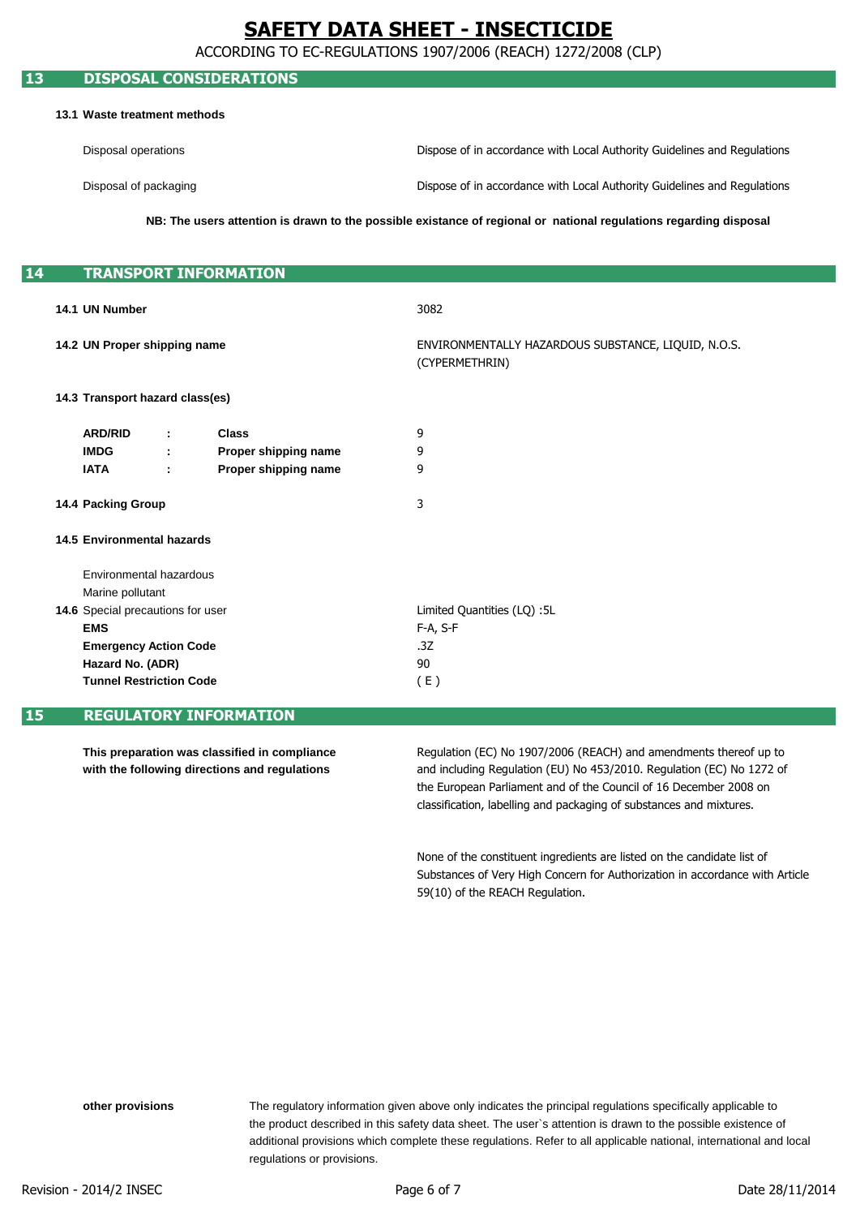# SAFETY DATA SHEET - INSECTICIDE

ACCORDING TO EC-REGULATIONS 1907/2006 (REACH) 1272/2008 (CLP)

## 13 DISPOSAL CONSIDERATIONS

**13.1 Waste treatment methods**

| | |
|---|---|
| Disposal operations | Dispose of in accordance with Local Authority Guidelines and Regulations |
| Disposal of packaging | Dispose of in accordance with Local Authority Guidelines and Regulations |

**NB: The users attention is drawn to the possible existance of regional or national regulations regarding disposal**

## 14 TRANSPORT INFORMATION

| | |
|---|---|
| **14.1 UN Number** | 3082 |
| **14.2 UN Proper shipping name** | ENVIRONMENTALLY HAZARDOUS SUBSTANCE, LIQUID, N.O.S. (CYPERMETHRIN) |

**14.3 Transport hazard class(es)**

| | | | |
|---|---|---|---|
| **ARD/RID** | : | **Class** | 9 |
| **IMDG** | : | **Proper shipping name** | 9 |
| **IATA** | : | **Proper shipping name** | 9 |

| | |
|---|---|
| **14.4 Packing Group** | 3 |

**14.5 Environmental hazards**

Environmental hazardous

Marine pollutant

| | |
|---|---|
| **14.6** Special precautions for user | Limited Quantities (LQ) :5L |
| **EMS** | F-A, S-F |
| **Emergency Action Code** | .3Z |
| **Hazard No. (ADR)** | 90 |
| **Tunnel Restriction Code** | ( E ) |

## 15 REGULATORY INFORMATION

**This preparation was classified in compliance with the following directions and regulations**

Regulation (EC) No 1907/2006 (REACH) and amendments thereof up to and including Regulation (EU) No 453/2010. Regulation (EC) No 1272 of the European Parliament and of the Council of 16 December 2008 on classification, labelling and packaging of substances and mixtures.

None of the constituent ingredients are listed on the candidate list of Substances of Very High Concern for Authorization in accordance with Article 59(10) of the REACH Regulation.

**other provisions**

The regulatory information given above only indicates the principal regulations specifically applicable to the product described in this safety data sheet. The user`s attention is drawn to the possible existence of additional provisions which complete these regulations. Refer to all applicable national, international and local regulations or provisions.

Revision - 2014/2 INSEC

Date 28/11/2014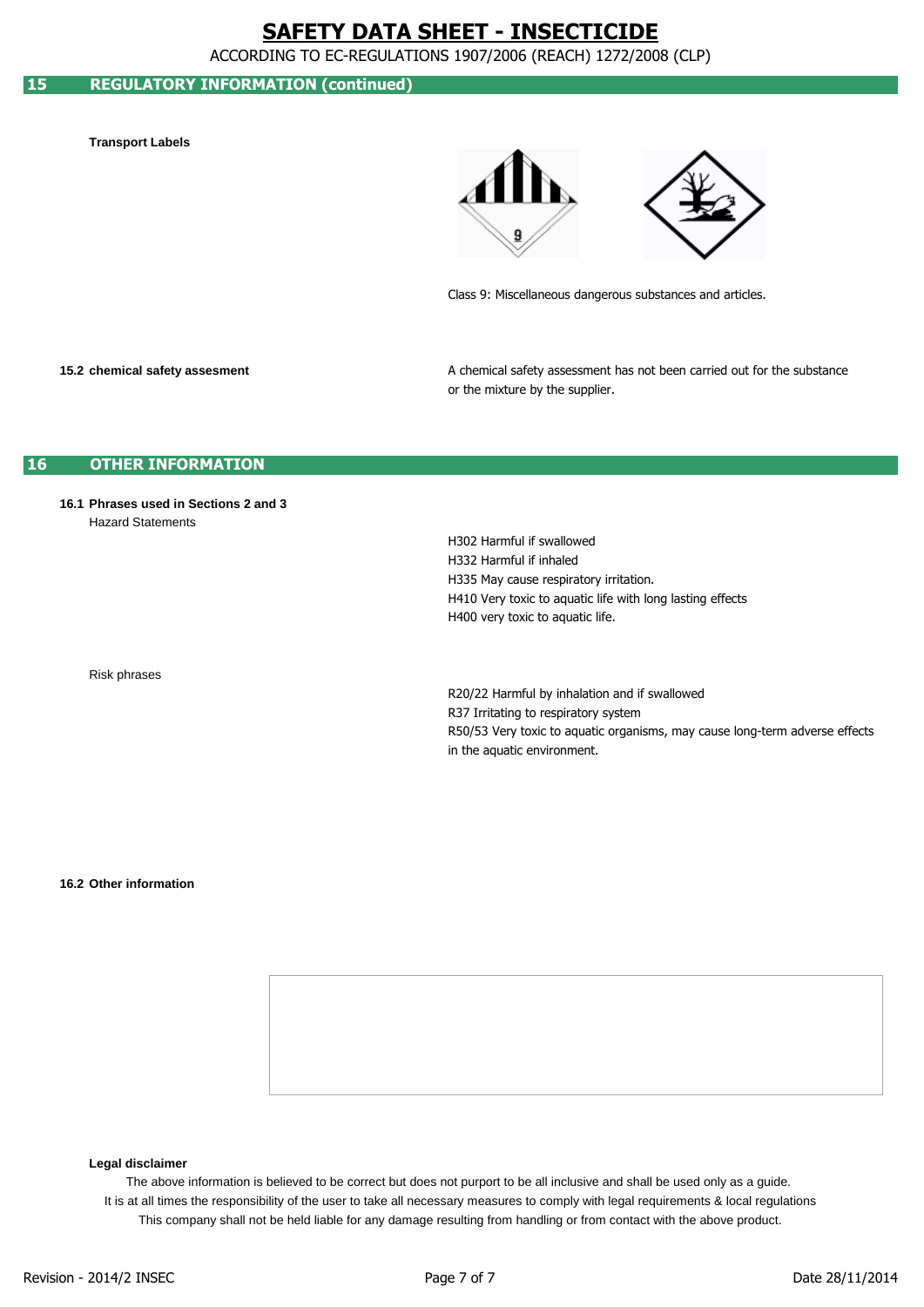# SAFETY DATA SHEET - INSECTICIDE

ACCORDING TO EC-REGULATIONS 1907/2006 (REACH) 1272/2008 (CLP)

## 15 REGULATORY INFORMATION (continued)

**Transport Labels**

Class 9: Miscellaneous dangerous substances and articles.

**15.2 chemical safety assesment**

A chemical safety assessment has not been carried out for the substance or the mixture by the supplier.

## 16 OTHER INFORMATION

**16.1 Phrases used in Sections 2 and 3**

Hazard Statements

H302 Harmful if swallowed
H332 Harmful if inhaled
H335 May cause respiratory irritation.
H410 Very toxic to aquatic life with long lasting effects
H400 very toxic to aquatic life.

Risk phrases

R20/22 Harmful by inhalation and if swallowed
R37 Irritating to respiratory system
R50/53 Very toxic to aquatic organisms, may cause long-term adverse effects in the aquatic environment.

**16.2 Other information**

**Legal disclaimer**

The above information is believed to be correct but does not purport to be all inclusive and shall be used only as a guide.
It is at all times the responsibility of the user to take all necessary measures to comply with legal requirements & local regulations
This company shall not be held liable for any damage resulting from handling or from contact with the above product.

Revision - 2014/2 INSEC

Date 28/11/2014